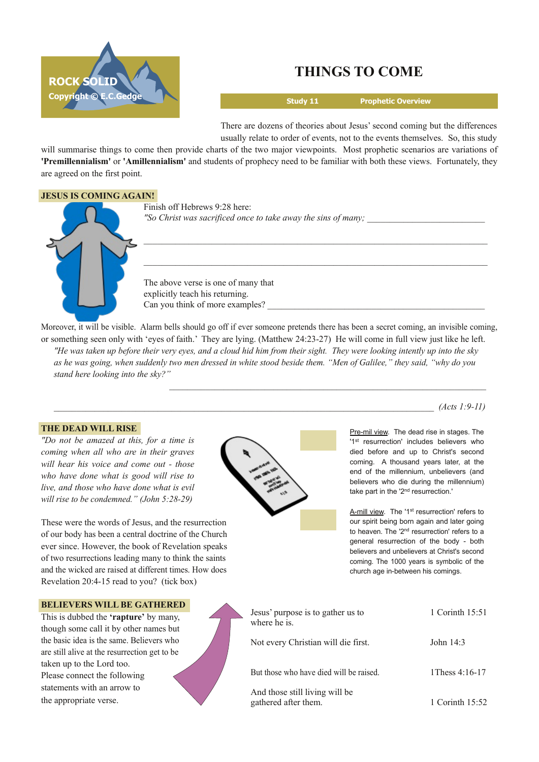ROCK SOLID
Copyright © E.C.Gedge

# THINGS TO COME

**Study 11** **Prophetic Overview**

There are dozens of theories about Jesus' second coming but the differences usually relate to order of events, not to the events themselves. So, this study will summarise things to come then provide charts of the two major viewpoints. Most prophetic scenarios are variations of **'Premillennialism'** or **'Amillennialism'** and students of prophecy need to be familiar with both these views. Fortunately, they are agreed on the first point.

## JESUS IS COMING AGAIN!

Finish off Hebrews 9:28 here:
*"So Christ was sacrificed once to take away the sins of many;* ___________________________

___________________________________________________________________________

___________________________________________________________________________

The above verse is one of many that explicitly teach his returning.
Can you think of more examples? ___________________________________________

Moreover, it will be visible. Alarm bells should go off if ever someone pretends there has been a secret coming, an invisible coming, or something seen only with 'eyes of faith.' They are lying. (Matthew 24:23-27) He will come in full view just like he left.

*"He was taken up before their very eyes, and a cloud hid him from their sight. They were looking intently up into the sky as he was going, when suddenly two men dressed in white stood beside them. "Men of Galilee," they said, "why do you stand here looking into the sky?"*

___________________________________________________________________________

___________________________________________________________________________ *(Acts 1:9-11)*

## THE DEAD WILL RISE

*"Do not be amazed at this, for a time is coming when all who are in their graves will hear his voice and come out - those who have done what is good will rise to live, and those who have done what is evil will rise to be condemned." (John 5:28-29)*

These were the words of Jesus, and the resurrection of our body has been a central doctrine of the Church ever since. However, the book of Revelation speaks of two resurrections leading many to think the saints and the wicked are raised at different times. How does Revelation 20:4-15 read to you? (tick box)

☐ Pre-mil view. The dead rise in stages. The '1[st] resurrection' includes believers who died before and up to Christ's second coming. A thousand years later, at the end of the millennium, unbelievers (and believers who die during the millennium) take part in the '2[nd] resurrection.'

☐ A-mill view. The '1[st] resurrection' refers to our spirit being born again and later going to heaven. The '2[nd] resurrection' refers to a general resurrection of the body - both believers and unbelievers at Christ's second coming. The 1000 years is symbolic of the church age in-between his comings.

## BELIEVERS WILL BE GATHERED

This is dubbed the **'rapture'** by many, though some call it by other names but the basic idea is the same. Believers who are still alive at the resurrection get to be taken up to the Lord too.
Please connect the following statements with an arrow to the appropriate verse.

| | |
|---|---|
| Jesus' purpose is to gather us to where he is. | 1 Corinth 15:51 |
| Not every Christian will die first. | John 14:3 |
| But those who have died will be raised. | 1Thess 4:16-17 |
| And those still living will be gathered after them. | 1 Corinth 15:52 |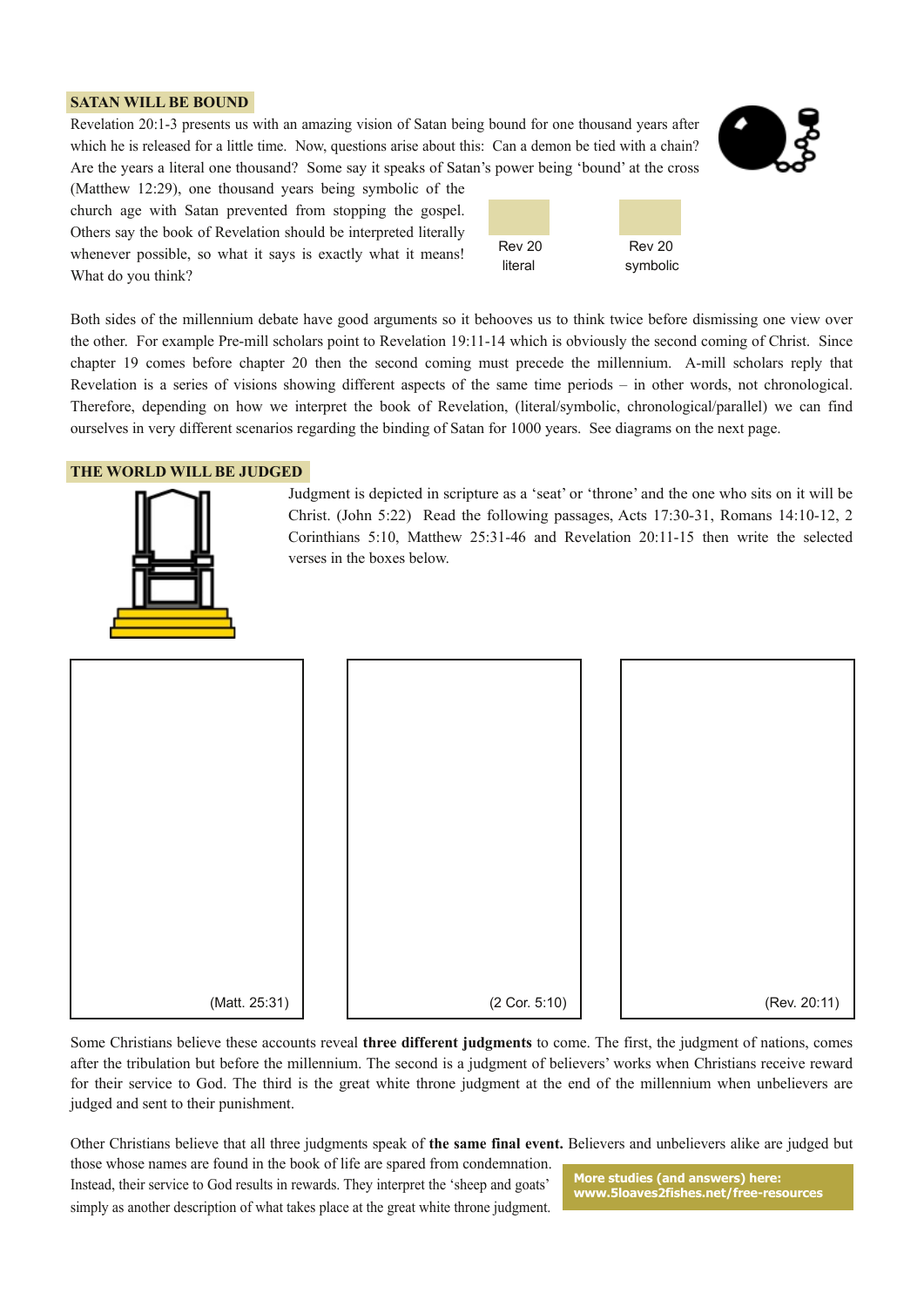## SATAN WILL BE BOUND

Revelation 20:1-3 presents us with an amazing vision of Satan being bound for one thousand years after which he is released for a little time. Now, questions arise about this: Can a demon be tied with a chain? Are the years a literal one thousand? Some say it speaks of Satan's power being 'bound' at the cross (Matthew 12:29), one thousand years being symbolic of the church age with Satan prevented from stopping the gospel. Others say the book of Revelation should be interpreted literally whenever possible, so what it says is exactly what it means! What do you think?

Rev 20 literal

Rev 20 symbolic

Both sides of the millennium debate have good arguments so it behooves us to think twice before dismissing one view over the other. For example Pre-mill scholars point to Revelation 19:11-14 which is obviously the second coming of Christ. Since chapter 19 comes before chapter 20 then the second coming must precede the millennium. A-mill scholars reply that Revelation is a series of visions showing different aspects of the same time periods – in other words, not chronological. Therefore, depending on how we interpret the book of Revelation, (literal/symbolic, chronological/parallel) we can find ourselves in very different scenarios regarding the binding of Satan for 1000 years. See diagrams on the next page.

## THE WORLD WILL BE JUDGED

Judgment is depicted in scripture as a 'seat' or 'throne' and the one who sits on it will be Christ. (John 5:22) Read the following passages, Acts 17:30-31, Romans 14:10-12, 2 Corinthians 5:10, Matthew 25:31-46 and Revelation 20:11-15 then write the selected verses in the boxes below.

(Matt. 25:31)

(2 Cor. 5:10)

(Rev. 20:11)

Some Christians believe these accounts reveal **three different judgments** to come. The first, the judgment of nations, comes after the tribulation but before the millennium. The second is a judgment of believers' works when Christians receive reward for their service to God. The third is the great white throne judgment at the end of the millennium when unbelievers are judged and sent to their punishment.

Other Christians believe that all three judgments speak of **the same final event.** Believers and unbelievers alike are judged but those whose names are found in the book of life are spared from condemnation. Instead, their service to God results in rewards. They interpret the 'sheep and goats' simply as another description of what takes place at the great white throne judgment.

**More studies (and answers) here: www.5loaves2fishes.net/free-resources**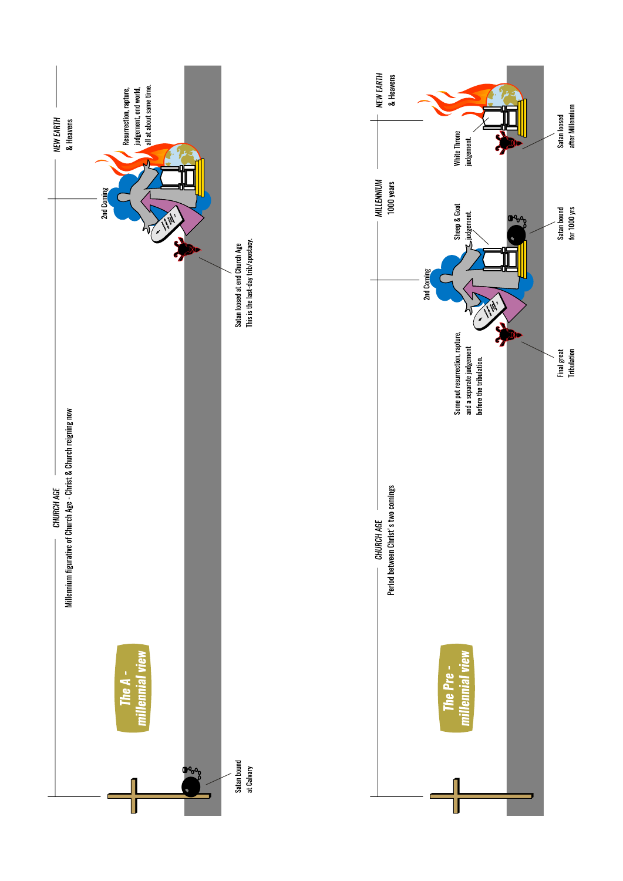## The A - millennial view

*CHURCH AGE*

Millennium figurative of Church Age - Christ & Church reigning now

*NEW EARTH*
& Heavens

Satan bound
at Calvary

2nd Coming

Resurrection, rapture,
judgement, end world,
all at about same time.

Satan loosed at end Church Age
This is the last-day trib/apostacy.

## The Pre - millennial view

*CHURCH AGE*

Period between Christ's two comings

*MILLENNIUM*
1000 years

*NEW EARTH*
& Heavens

2nd Coming

Some put resurrection, rapture,
and a separate judgement
before the tribulation.

Final great
Tribulation

Sheep & Goat
judgement.

Satan bound
for 1000 yrs

White Throne
judgement.

Satan loosed
after Millennium